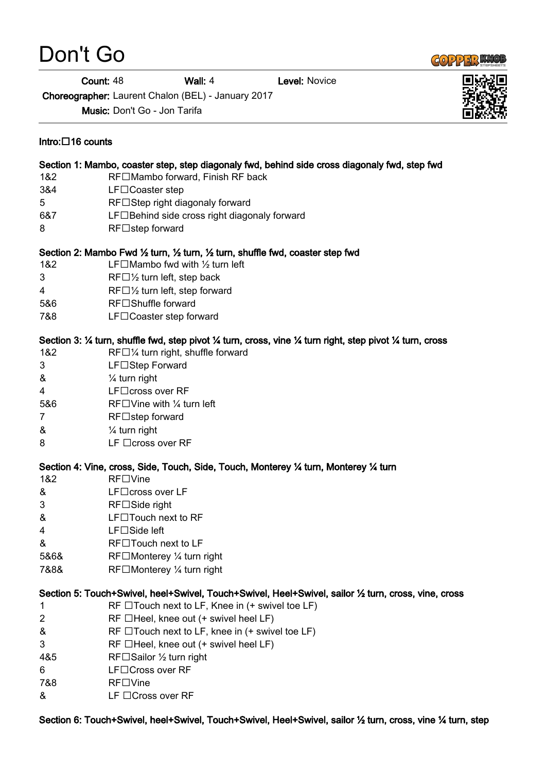# Don't Go

**Count:** 48 **Wall:** 4 **Level:** Novice

**Choreographer:** Laurent Chalon (BEL) - January 2017

**Music:** Don't Go - Jon Tarifa

**Intro:** 16 counts

**Section 1: Mambo, coaster step, step diagonaly fwd, behind side cross diagonaly fwd, step fwd**

| | |
|---|---|
| 1&2 | RF Mambo forward, Finish RF back |
| 3&4 | LF Coaster step |
| 5 | RF Step right diagonaly forward |
| 6&7 | LF Behind side cross right diagonaly forward |
| 8 | RF step forward |

**Section 2: Mambo Fwd ½ turn, ½ turn, ½ turn, shuffle fwd, coaster step fwd**

| | |
|---|---|
| 1&2 | LF Mambo fwd with ½ turn left |
| 3 | RF ½ turn left, step back |
| 4 | RF ½ turn left, step forward |
| 5&6 | RF Shuffle forward |
| 7&8 | LF Coaster step forward |

**Section 3: ¼ turn, shuffle fwd, step pivot ¼ turn, cross, vine ¼ turn right, step pivot ¼ turn, cross**

| | |
|---|---|
| 1&2 | RF ¼ turn right, shuffle forward |
| 3 | LF Step Forward |
| & | ¼ turn right |
| 4 | LF cross over RF |
| 5&6 | RF Vine with ¼ turn left |
| 7 | RF step forward |
| & | ¼ turn right |
| 8 | LF cross over RF |

**Section 4: Vine, cross, Side, Touch, Side, Touch, Monterey ¼ turn, Monterey ¼ turn**

| | |
|---|---|
| 1&2 | RF Vine |
| & | LF cross over LF |
| 3 | RF Side right |
| & | LF Touch next to RF |
| 4 | LF Side left |
| & | RF Touch next to LF |
| 5&6& | RF Monterey ¼ turn right |
| 7&8& | RF Monterey ¼ turn right |

**Section 5: Touch+Swivel, heel+Swivel, Touch+Swivel, Heel+Swivel, sailor ½ turn, cross, vine, cross**

| | |
|---|---|
| 1 | RF Touch next to LF, Knee in (+ swivel toe LF) |
| 2 | RF Heel, knee out (+ swivel heel LF) |
| & | RF Touch next to LF, knee in (+ swivel toe LF) |
| 3 | RF Heel, knee out (+ swivel heel LF) |
| 4&5 | RF Sailor ½ turn right |
| 6 | LF Cross over RF |
| 7&8 | RF Vine |
| & | LF Cross over RF |

**Section 6: Touch+Swivel, heel+Swivel, Touch+Swivel, Heel+Swivel, sailor ½ turn, cross, vine ¼ turn, step**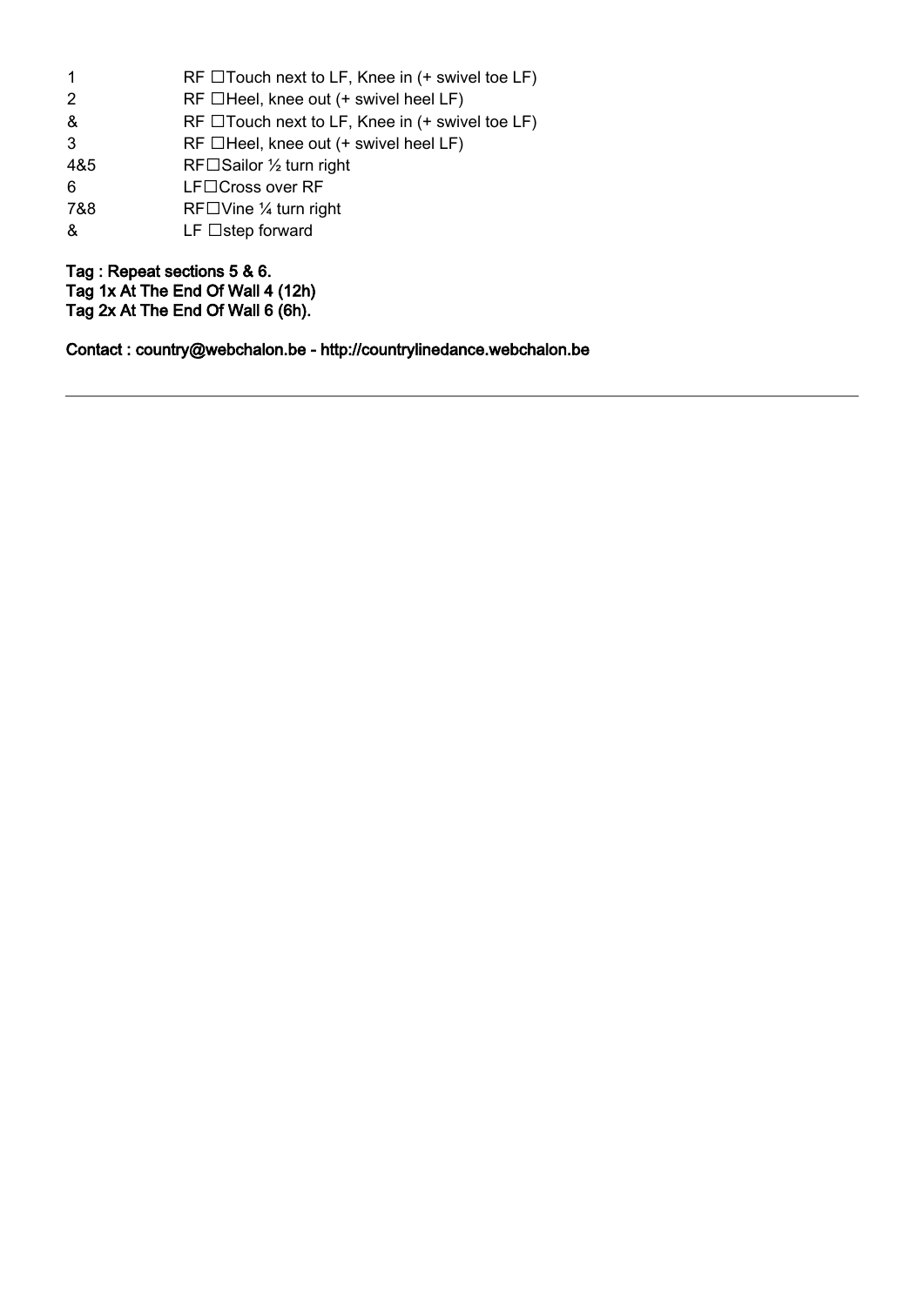| | |
|---|---|
| 1 | RF □Touch next to LF, Knee in (+ swivel toe LF) |
| 2 | RF □Heel, knee out (+ swivel heel LF) |
| & | RF □Touch next to LF, Knee in (+ swivel toe LF) |
| 3 | RF □Heel, knee out (+ swivel heel LF) |
| 4&5 | RF□Sailor ½ turn right |
| 6 | LF□Cross over RF |
| 7&8 | RF□Vine ¼ turn right |
| & | LF □step forward |

**Tag : Repeat sections 5 & 6.**
**Tag 1x At The End Of Wall 4 (12h)**
**Tag 2x At The End Of Wall 6 (6h).**

**Contact : country@webchalon.be - http://countrylinedance.webchalon.be**

---